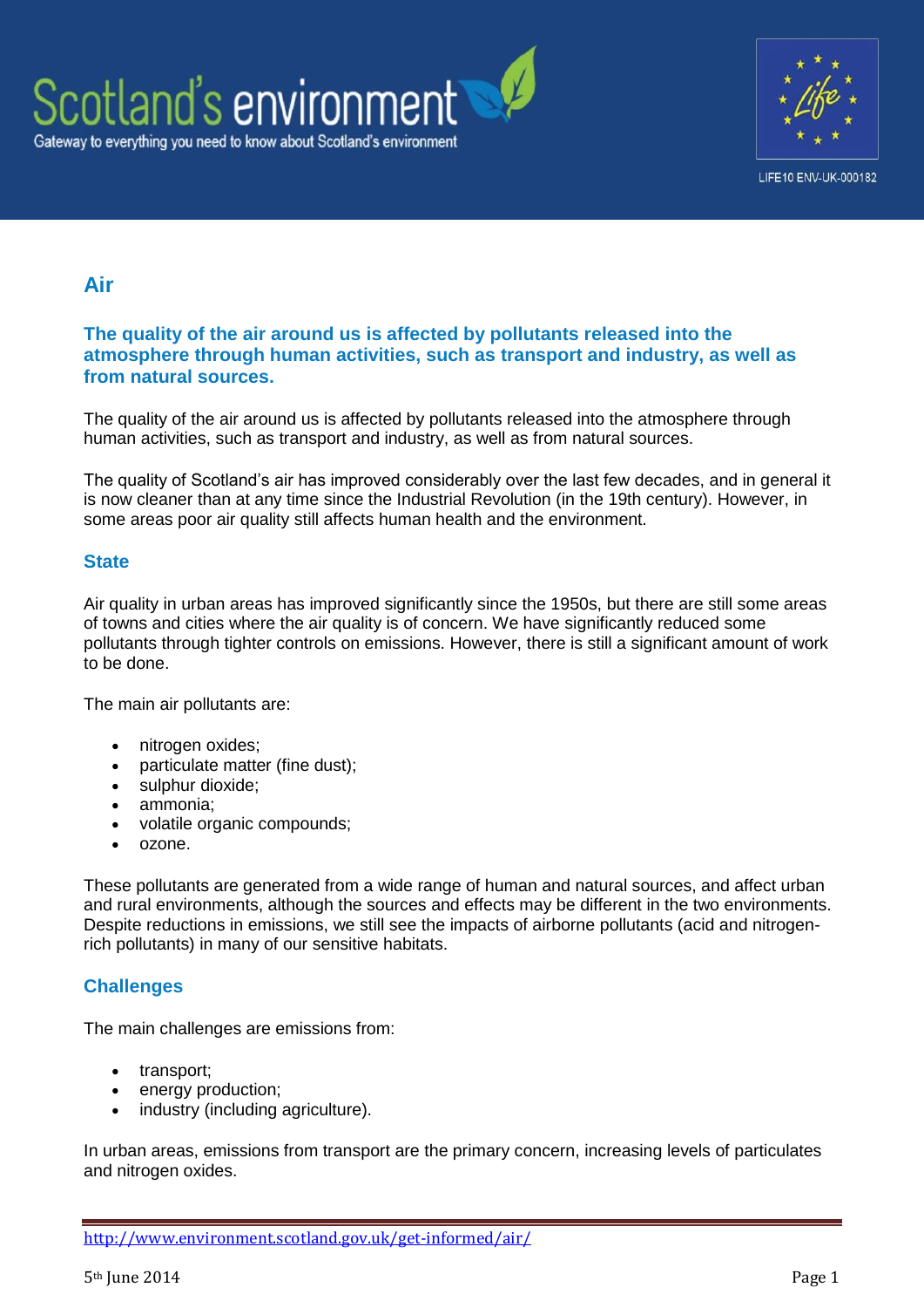# Air

**The quality of the air around us is affected by pollutants released into the atmosphere through human activities, such as transport and industry, as well as from natural sources.**

The quality of the air around us is affected by pollutants released into the atmosphere through human activities, such as transport and industry, as well as from natural sources.

The quality of Scotland's air has improved considerably over the last few decades, and in general it is now cleaner than at any time since the Industrial Revolution (in the 19th century). However, in some areas poor air quality still affects human health and the environment.

## State

Air quality in urban areas has improved significantly since the 1950s, but there are still some areas of towns and cities where the air quality is of concern. We have significantly reduced some pollutants through tighter controls on emissions. However, there is still a significant amount of work to be done.

The main air pollutants are:

- nitrogen oxides;
- particulate matter (fine dust);
- sulphur dioxide;
- ammonia;
- volatile organic compounds;
- ozone.

These pollutants are generated from a wide range of human and natural sources, and affect urban and rural environments, although the sources and effects may be different in the two environments. Despite reductions in emissions, we still see the impacts of airborne pollutants (acid and nitrogen-rich pollutants) in many of our sensitive habitats.

## Challenges

The main challenges are emissions from:

- transport;
- energy production;
- industry (including agriculture).

In urban areas, emissions from transport are the primary concern, increasing levels of particulates and nitrogen oxides.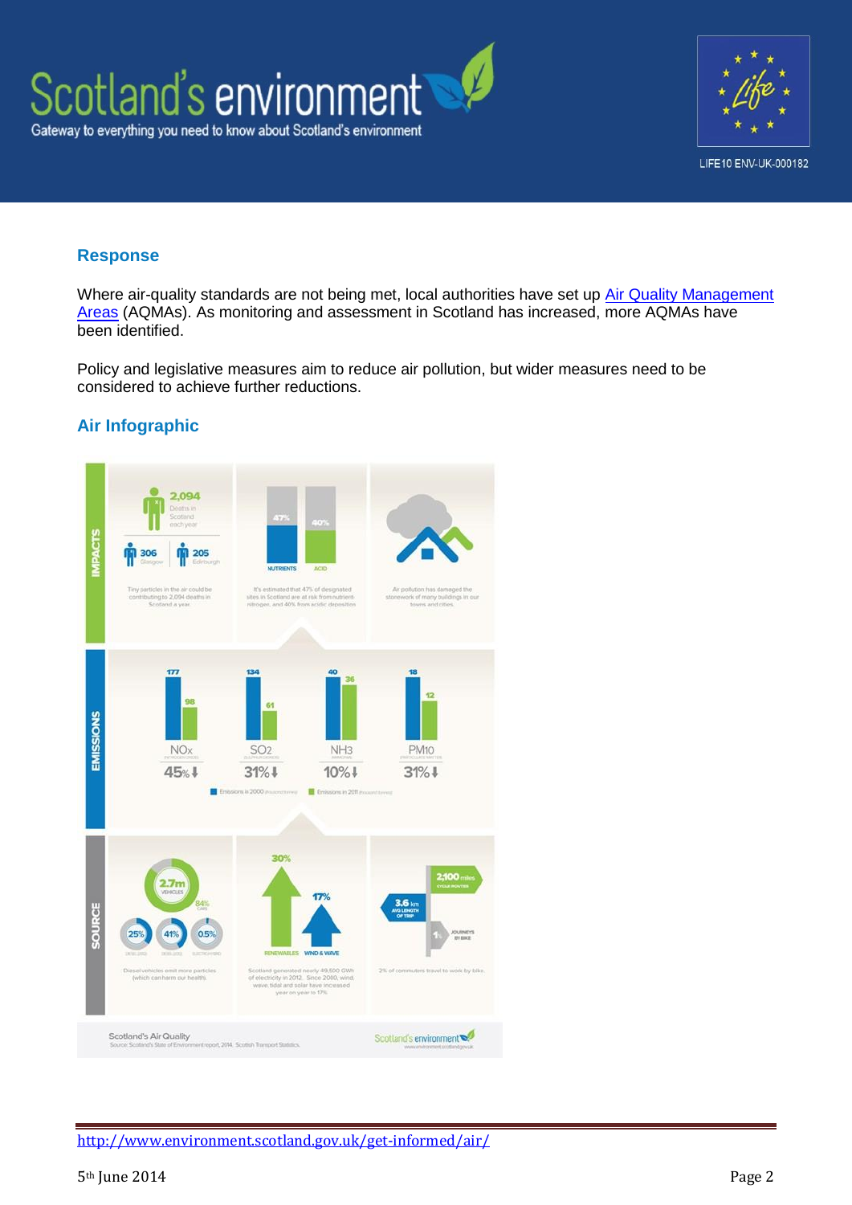## Response

Where air-quality standards are not being met, local authorities have set up [Air Quality Management Areas](#) (AQMAs). As monitoring and assessment in Scotland has increased, more AQMAs have been identified.

Policy and legislative measures aim to reduce air pollution, but wider measures need to be considered to achieve further reductions.

## Air Infographic

**IMPACTS**

2,094 Deaths in Scotland each year

306 Glasgow | 205 Edinburgh

Tiny particles in the air could be contributing to 2,094 deaths in Scotland a year.

47% NUTRIENTS | 40% ACID

It's estimated that 47% of designated sites in Scotland are at risk from nutrient-nitrogen, and 40% from acidic deposition

Air pollution has damaged the stonework of many buildings in our towns and cities

**EMISSIONS**

| | NOx | SO2 | NH3 | PM10 |
|---|---|---|---|---|
| Emissions in 2000 (thousand tonnes) | 177 | 134 | 40 | 18 |
| Emissions in 2011 (thousand tonnes) | 98 | 61 | 36 | 12 |
| Reduction | 45% | 31% | 10% | 31% |

**SOURCE**

2.7m VEHICLES, 84% CARS

25% | 41% | 0.5%

Diesel vehicles emit more particles (which can harm our health)

30% RENEWABLES | 17% WIND & WAVE

Scotland generated nearly 49,500 GWh of electricity in 2012. Since 2000, wind, wave, tidal and solar have increased year on year to 17%.

2,100 miles CYCLE ROUTES | 3.6 km AVG LENGTH OF TRIP | 1% JOURNEYS BY BIKE

2% of commuters travel to work by bike.

Scotland's Air Quality
Source: Scotland's State of Environment report, 2014. Scottish Transport Statistics.

http://www.environment.scotland.gov.uk/get-informed/air/

5th June 2014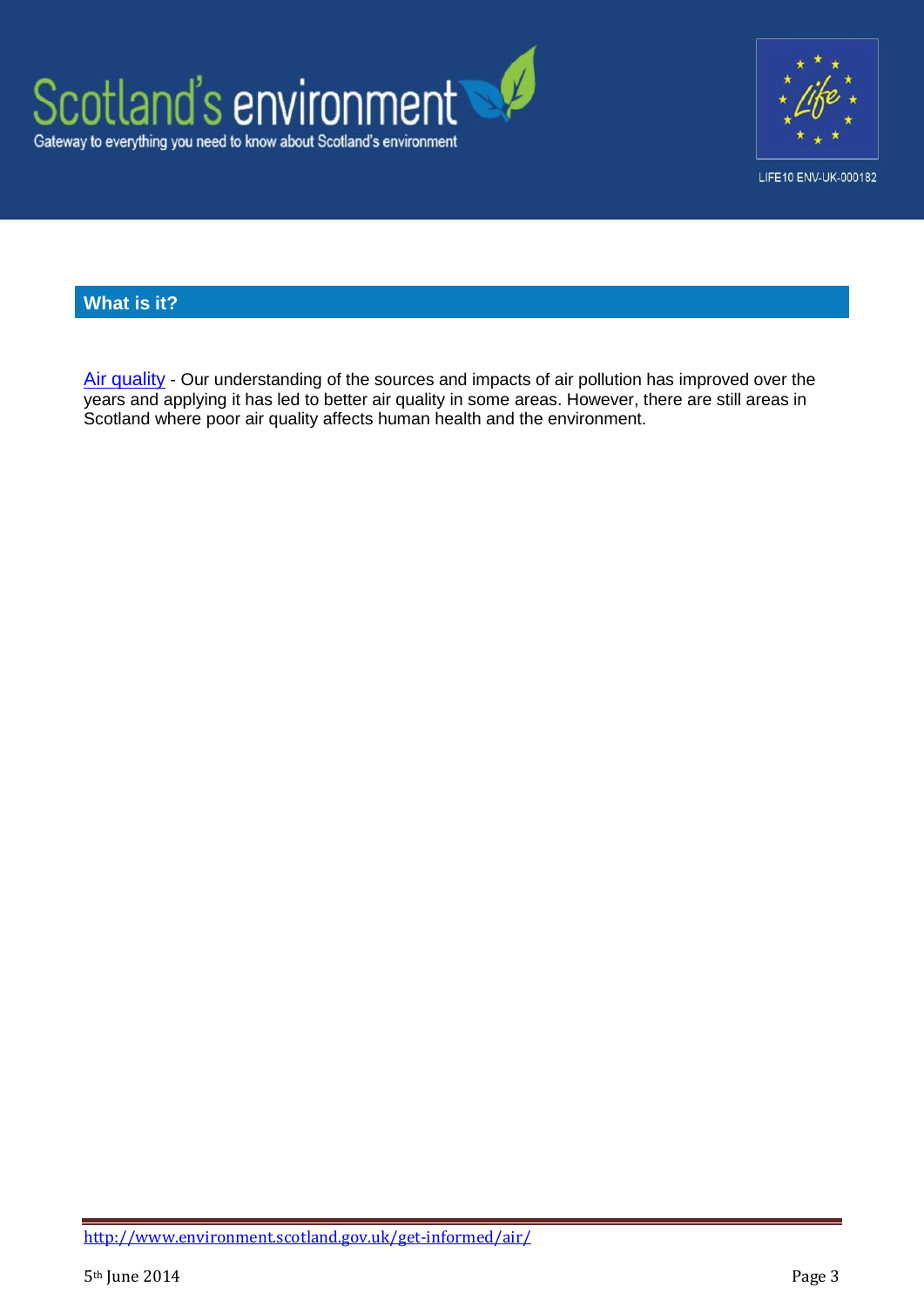## What is it?

Air quality - Our understanding of the sources and impacts of air pollution has improved over the years and applying it has led to better air quality in some areas. However, there are still areas in Scotland where poor air quality affects human health and the environment.